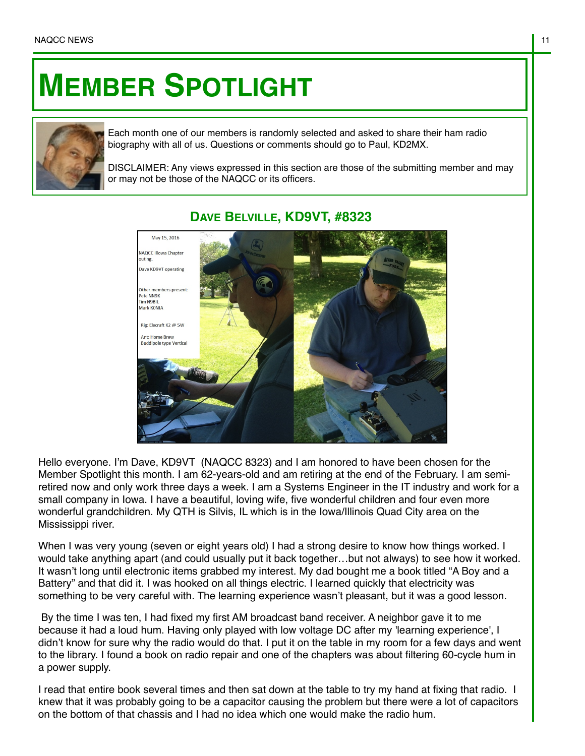# Member Spotlight

Each month one of our members is randomly selected and asked to share their ham radio biography with all of us. Questions or comments should go to Paul, KD2MX.

DISCLAIMER: Any views expressed in this section are those of the submitting member and may or may not be those of the NAQCC or its officers.

## Dave Belville, KD9VT, #8323

May 15, 2016

NAQCC Illowa Chapter outing.

Dave KD9VT operating

Other members present:
Pete NN9K
Tim N9BIL
Mark K0NIA

Rig: Elecraft K2 @ 5W

Ant: Home Brew Buddipole type Vertical

Hello everyone. I'm Dave, KD9VT (NAQCC 8323) and I am honored to have been chosen for the Member Spotlight this month. I am 62-years-old and am retiring at the end of the February. I am semi-retired now and only work three days a week. I am a Systems Engineer in the IT industry and work for a small company in Iowa. I have a beautiful, loving wife, five wonderful children and four even more wonderful grandchildren. My QTH is Silvis, IL which is in the Iowa/Illinois Quad City area on the Mississippi river.

When I was very young (seven or eight years old) I had a strong desire to know how things worked. I would take anything apart (and could usually put it back together…but not always) to see how it worked. It wasn't long until electronic items grabbed my interest. My dad bought me a book titled "A Boy and a Battery" and that did it. I was hooked on all things electric. I learned quickly that electricity was something to be very careful with. The learning experience wasn't pleasant, but it was a good lesson.

By the time I was ten, I had fixed my first AM broadcast band receiver. A neighbor gave it to me because it had a loud hum. Having only played with low voltage DC after my 'learning experience', I didn't know for sure why the radio would do that. I put it on the table in my room for a few days and went to the library. I found a book on radio repair and one of the chapters was about filtering 60-cycle hum in a power supply.

I read that entire book several times and then sat down at the table to try my hand at fixing that radio. I knew that it was probably going to be a capacitor causing the problem but there were a lot of capacitors on the bottom of that chassis and I had no idea which one would make the radio hum.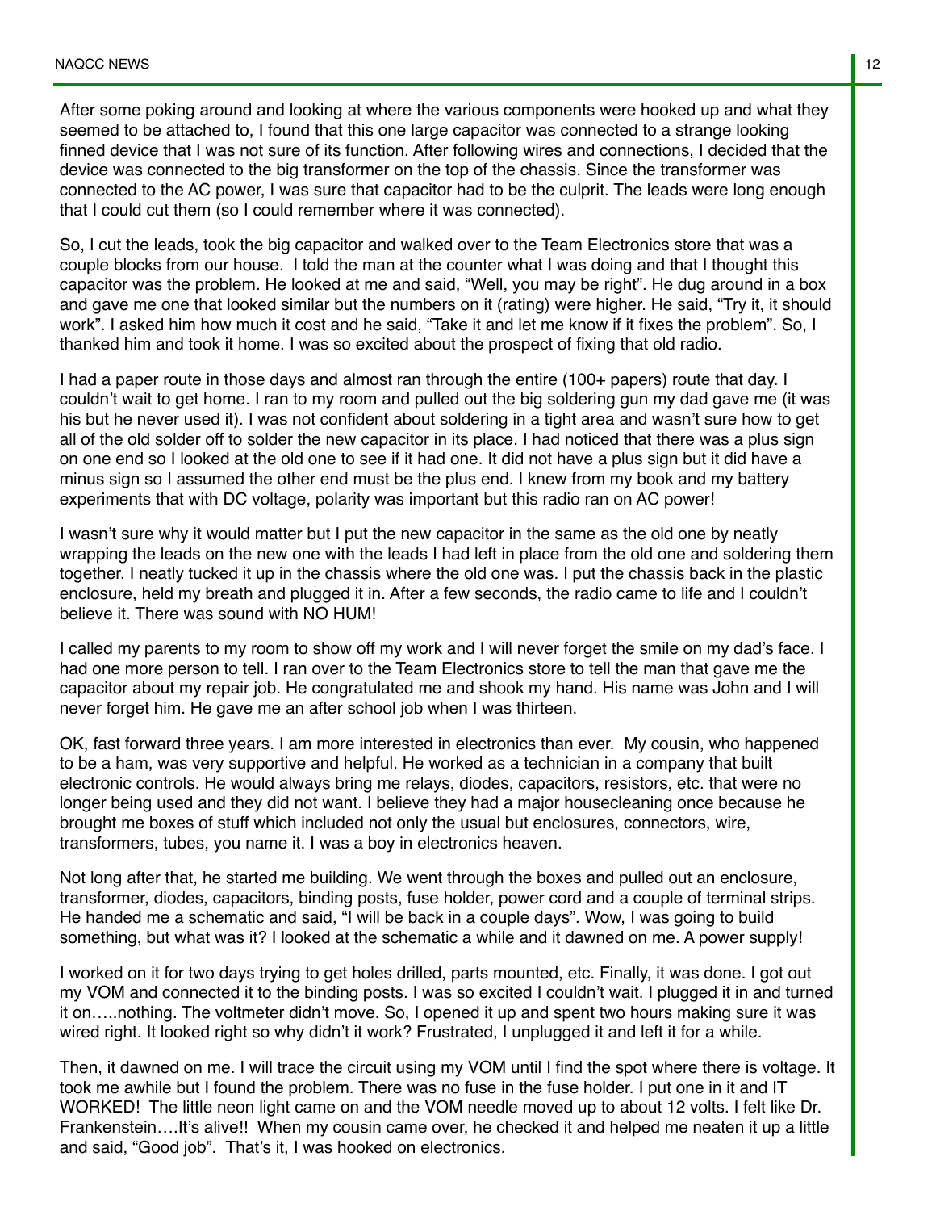After some poking around and looking at where the various components were hooked up and what they seemed to be attached to, I found that this one large capacitor was connected to a strange looking finned device that I was not sure of its function. After following wires and connections, I decided that the device was connected to the big transformer on the top of the chassis. Since the transformer was connected to the AC power, I was sure that capacitor had to be the culprit. The leads were long enough that I could cut them (so I could remember where it was connected).

So, I cut the leads, took the big capacitor and walked over to the Team Electronics store that was a couple blocks from our house. I told the man at the counter what I was doing and that I thought this capacitor was the problem. He looked at me and said, "Well, you may be right". He dug around in a box and gave me one that looked similar but the numbers on it (rating) were higher. He said, "Try it, it should work". I asked him how much it cost and he said, "Take it and let me know if it fixes the problem". So, I thanked him and took it home. I was so excited about the prospect of fixing that old radio.

I had a paper route in those days and almost ran through the entire (100+ papers) route that day. I couldn't wait to get home. I ran to my room and pulled out the big soldering gun my dad gave me (it was his but he never used it). I was not confident about soldering in a tight area and wasn't sure how to get all of the old solder off to solder the new capacitor in its place. I had noticed that there was a plus sign on one end so I looked at the old one to see if it had one. It did not have a plus sign but it did have a minus sign so I assumed the other end must be the plus end. I knew from my book and my battery experiments that with DC voltage, polarity was important but this radio ran on AC power!

I wasn't sure why it would matter but I put the new capacitor in the same as the old one by neatly wrapping the leads on the new one with the leads I had left in place from the old one and soldering them together. I neatly tucked it up in the chassis where the old one was. I put the chassis back in the plastic enclosure, held my breath and plugged it in. After a few seconds, the radio came to life and I couldn't believe it. There was sound with NO HUM!

I called my parents to my room to show off my work and I will never forget the smile on my dad's face. I had one more person to tell. I ran over to the Team Electronics store to tell the man that gave me the capacitor about my repair job. He congratulated me and shook my hand. His name was John and I will never forget him. He gave me an after school job when I was thirteen.

OK, fast forward three years. I am more interested in electronics than ever. My cousin, who happened to be a ham, was very supportive and helpful. He worked as a technician in a company that built electronic controls. He would always bring me relays, diodes, capacitors, resistors, etc. that were no longer being used and they did not want. I believe they had a major housecleaning once because he brought me boxes of stuff which included not only the usual but enclosures, connectors, wire, transformers, tubes, you name it. I was a boy in electronics heaven.

Not long after that, he started me building. We went through the boxes and pulled out an enclosure, transformer, diodes, capacitors, binding posts, fuse holder, power cord and a couple of terminal strips. He handed me a schematic and said, "I will be back in a couple days". Wow, I was going to build something, but what was it? I looked at the schematic a while and it dawned on me. A power supply!

I worked on it for two days trying to get holes drilled, parts mounted, etc. Finally, it was done. I got out my VOM and connected it to the binding posts. I was so excited I couldn't wait. I plugged it in and turned it on…..nothing. The voltmeter didn't move. So, I opened it up and spent two hours making sure it was wired right. It looked right so why didn't it work? Frustrated, I unplugged it and left it for a while.

Then, it dawned on me. I will trace the circuit using my VOM until I find the spot where there is voltage. It took me awhile but I found the problem. There was no fuse in the fuse holder. I put one in it and IT WORKED! The little neon light came on and the VOM needle moved up to about 12 volts. I felt like Dr. Frankenstein….It's alive!! When my cousin came over, he checked it and helped me neaten it up a little and said, "Good job". That's it, I was hooked on electronics.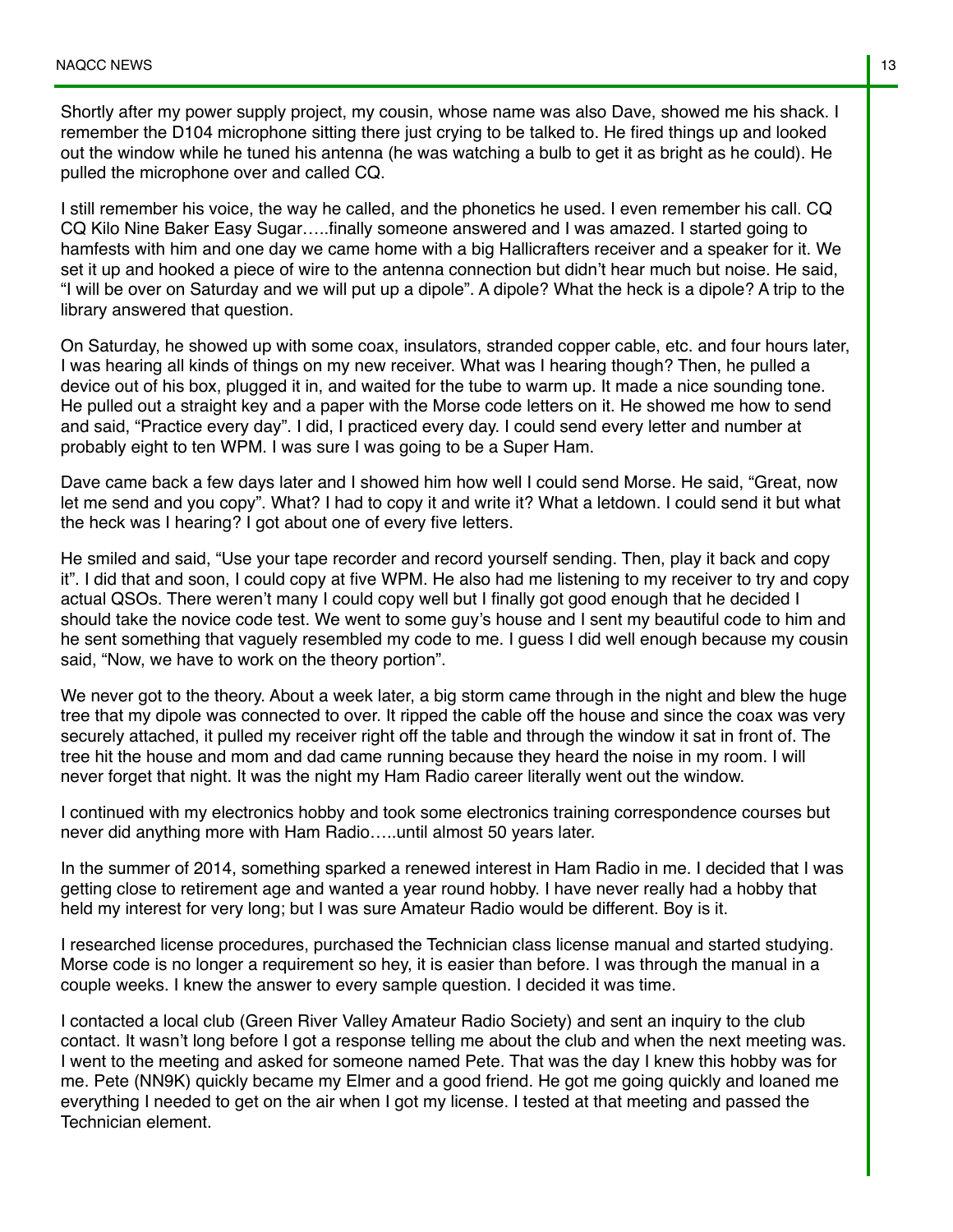Shortly after my power supply project, my cousin, whose name was also Dave, showed me his shack. I remember the D104 microphone sitting there just crying to be talked to. He fired things up and looked out the window while he tuned his antenna (he was watching a bulb to get it as bright as he could). He pulled the microphone over and called CQ.

I still remember his voice, the way he called, and the phonetics he used. I even remember his call. CQ CQ Kilo Nine Baker Easy Sugar…..finally someone answered and I was amazed. I started going to hamfests with him and one day we came home with a big Hallicrafters receiver and a speaker for it. We set it up and hooked a piece of wire to the antenna connection but didn't hear much but noise. He said, "I will be over on Saturday and we will put up a dipole". A dipole? What the heck is a dipole? A trip to the library answered that question.

On Saturday, he showed up with some coax, insulators, stranded copper cable, etc. and four hours later, I was hearing all kinds of things on my new receiver. What was I hearing though? Then, he pulled a device out of his box, plugged it in, and waited for the tube to warm up. It made a nice sounding tone. He pulled out a straight key and a paper with the Morse code letters on it. He showed me how to send and said, "Practice every day". I did, I practiced every day. I could send every letter and number at probably eight to ten WPM. I was sure I was going to be a Super Ham.

Dave came back a few days later and I showed him how well I could send Morse. He said, "Great, now let me send and you copy". What? I had to copy it and write it? What a letdown. I could send it but what the heck was I hearing? I got about one of every five letters.

He smiled and said, "Use your tape recorder and record yourself sending. Then, play it back and copy it". I did that and soon, I could copy at five WPM. He also had me listening to my receiver to try and copy actual QSOs. There weren't many I could copy well but I finally got good enough that he decided I should take the novice code test. We went to some guy's house and I sent my beautiful code to him and he sent something that vaguely resembled my code to me. I guess I did well enough because my cousin said, "Now, we have to work on the theory portion".

We never got to the theory. About a week later, a big storm came through in the night and blew the huge tree that my dipole was connected to over. It ripped the cable off the house and since the coax was very securely attached, it pulled my receiver right off the table and through the window it sat in front of. The tree hit the house and mom and dad came running because they heard the noise in my room. I will never forget that night. It was the night my Ham Radio career literally went out the window.

I continued with my electronics hobby and took some electronics training correspondence courses but never did anything more with Ham Radio…..until almost 50 years later.

In the summer of 2014, something sparked a renewed interest in Ham Radio in me. I decided that I was getting close to retirement age and wanted a year round hobby. I have never really had a hobby that held my interest for very long; but I was sure Amateur Radio would be different. Boy is it.

I researched license procedures, purchased the Technician class license manual and started studying. Morse code is no longer a requirement so hey, it is easier than before. I was through the manual in a couple weeks. I knew the answer to every sample question. I decided it was time.

I contacted a local club (Green River Valley Amateur Radio Society) and sent an inquiry to the club contact. It wasn't long before I got a response telling me about the club and when the next meeting was. I went to the meeting and asked for someone named Pete. That was the day I knew this hobby was for me. Pete (NN9K) quickly became my Elmer and a good friend. He got me going quickly and loaned me everything I needed to get on the air when I got my license. I tested at that meeting and passed the Technician element.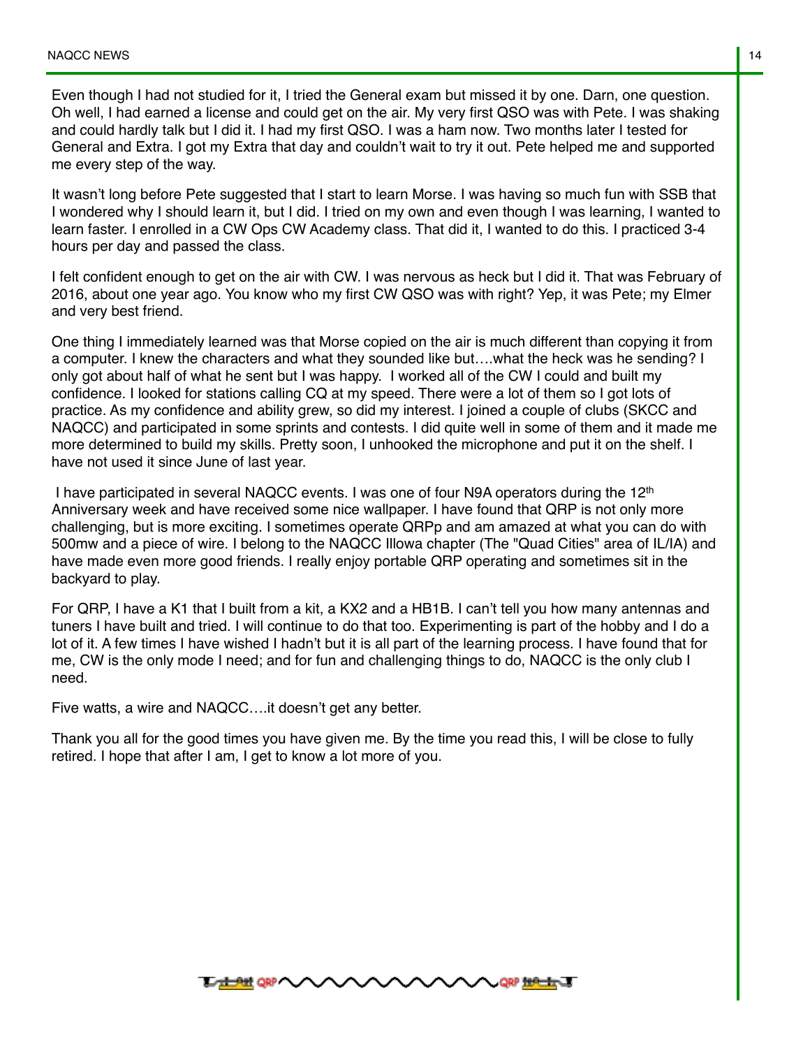Even though I had not studied for it, I tried the General exam but missed it by one. Darn, one question. Oh well, I had earned a license and could get on the air. My very first QSO was with Pete. I was shaking and could hardly talk but I did it. I had my first QSO. I was a ham now. Two months later I tested for General and Extra. I got my Extra that day and couldn't wait to try it out. Pete helped me and supported me every step of the way.

It wasn't long before Pete suggested that I start to learn Morse. I was having so much fun with SSB that I wondered why I should learn it, but I did. I tried on my own and even though I was learning, I wanted to learn faster. I enrolled in a CW Ops CW Academy class. That did it, I wanted to do this. I practiced 3-4 hours per day and passed the class.

I felt confident enough to get on the air with CW. I was nervous as heck but I did it. That was February of 2016, about one year ago. You know who my first CW QSO was with right? Yep, it was Pete; my Elmer and very best friend.

One thing I immediately learned was that Morse copied on the air is much different than copying it from a computer. I knew the characters and what they sounded like but….what the heck was he sending? I only got about half of what he sent but I was happy. I worked all of the CW I could and built my confidence. I looked for stations calling CQ at my speed. There were a lot of them so I got lots of practice. As my confidence and ability grew, so did my interest. I joined a couple of clubs (SKCC and NAQCC) and participated in some sprints and contests. I did quite well in some of them and it made me more determined to build my skills. Pretty soon, I unhooked the microphone and put it on the shelf. I have not used it since June of last year.

I have participated in several NAQCC events. I was one of four N9A operators during the 12th Anniversary week and have received some nice wallpaper. I have found that QRP is not only more challenging, but is more exciting. I sometimes operate QRPp and am amazed at what you can do with 500mw and a piece of wire. I belong to the NAQCC Illowa chapter (The "Quad Cities" area of IL/IA) and have made even more good friends. I really enjoy portable QRP operating and sometimes sit in the backyard to play.

For QRP, I have a K1 that I built from a kit, a KX2 and a HB1B. I can't tell you how many antennas and tuners I have built and tried. I will continue to do that too. Experimenting is part of the hobby and I do a lot of it. A few times I have wished I hadn't but it is all part of the learning process. I have found that for me, CW is the only mode I need; and for fun and challenging things to do, NAQCC is the only club I need.

Five watts, a wire and NAQCC….it doesn't get any better.

Thank you all for the good times you have given me. By the time you read this, I will be close to fully retired. I hope that after I am, I get to know a lot more of you.